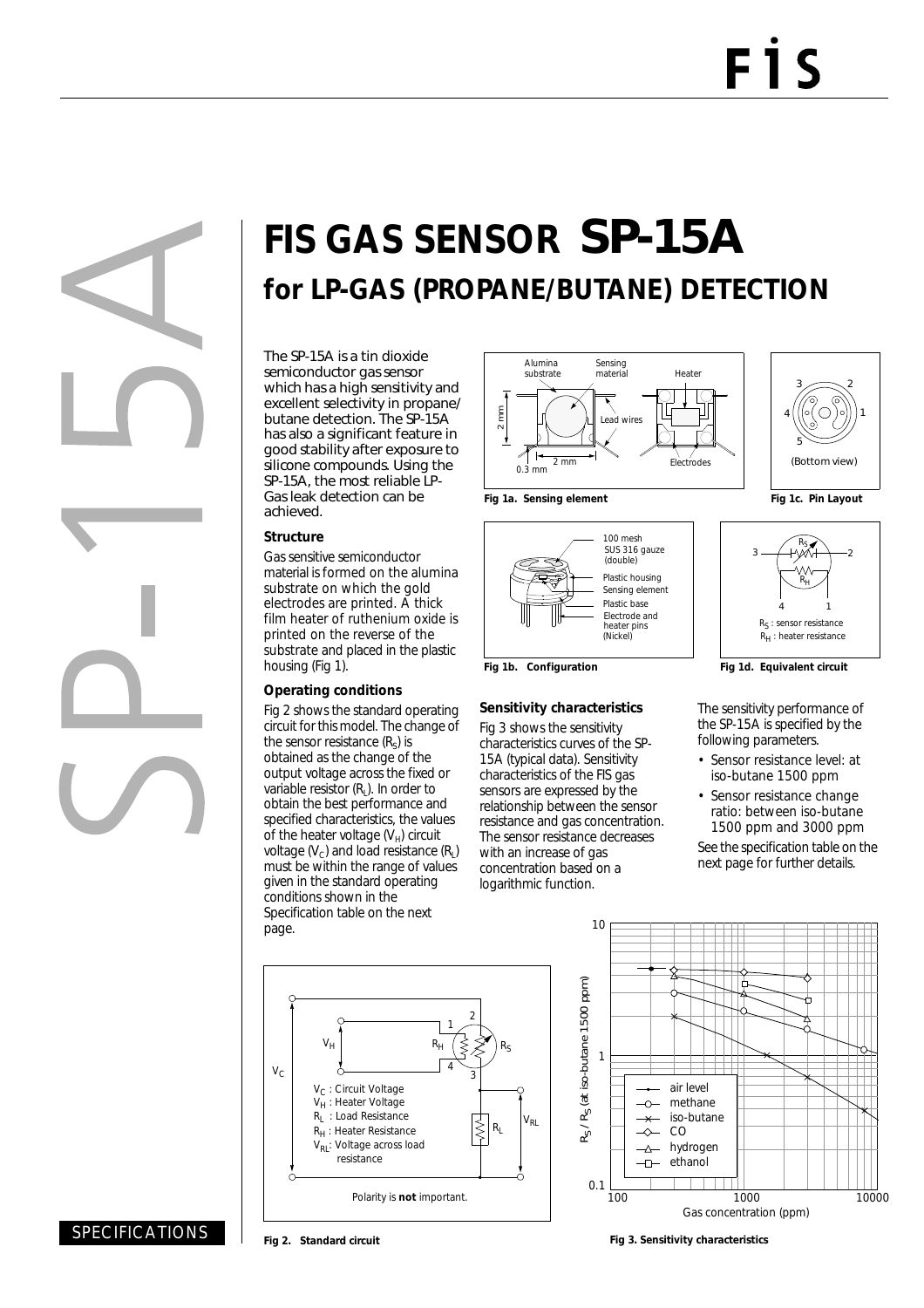# FIS GAS SENSOR SP-15A

## for LP-GAS (PROPANE/BUTANE) DETECTION

The SP-15A is a tin dioxide semiconductor gas sensor which has a high sensitivity and excellent selectivity in propane/butane detection. The SP-15A has also a significant feature in good stability after exposure to silicone compounds. Using the SP-15A, the most reliable LP-Gas leak detection can be achieved.

### Structure

Gas sensitive semiconductor material is formed on the alumina substrate on which the gold electrodes are printed. A thick film heater of ruthenium oxide is printed on the reverse of the substrate and placed in the plastic housing (Fig 1).

**Fig 1a. Sensing element**

**Fig 1b. Configuration**

**Fig 1c. Pin Layout**

**Fig 1d. Equivalent circuit**

### Operating conditions

Fig 2 shows the standard operating circuit for this model. The change of the sensor resistance ($R_S$) is obtained as the change of the output voltage across the fixed or variable resistor ($R_L$). In order to obtain the best performance and specified characteristics, the values of the heater voltage ($V_H$) circuit voltage ($V_C$) and load resistance ($R_L$) must be within the range of values given in the standard operating conditions shown in the Specification table on the next page.

### Sensitivity characteristics

Fig 3 shows the sensitivity characteristics curves of the SP-15A (typical data). Sensitivity characteristics of the FIS gas sensors are expressed by the relationship between the sensor resistance and gas concentration. The sensor resistance decreases with an increase of gas concentration based on a logarithmic function.

The sensitivity performance of the SP-15A is specified by the following parameters.

- Sensor resistance level: at iso-butane 1500 ppm
- Sensor resistance change ratio: between iso-butane 1500 ppm and 3000 ppm

See the specification table on the next page for further details.

**Fig 2. Standard circuit**

**Fig 3. Sensitivity characteristics**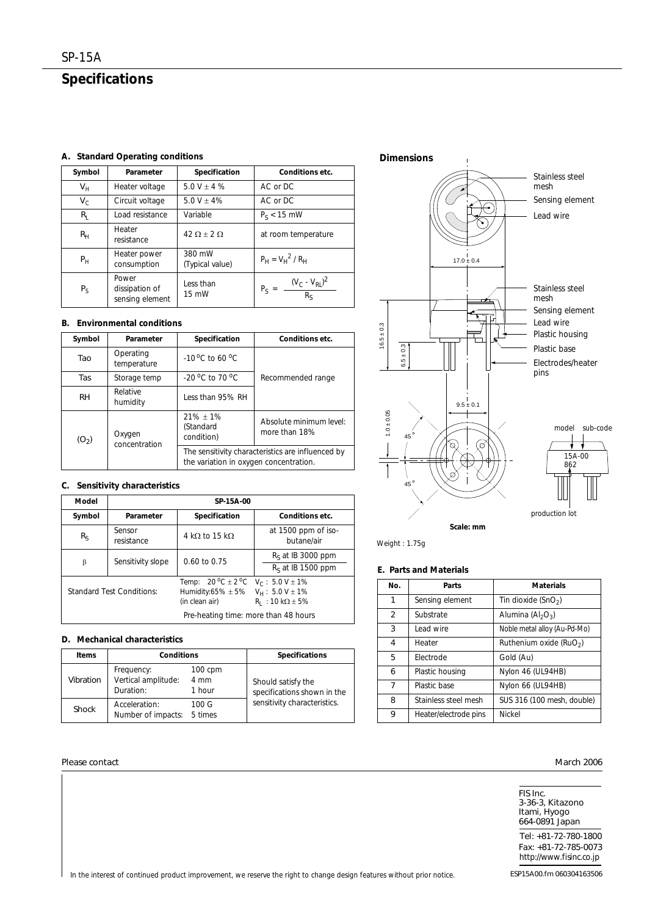SP-15A

# Specifications

### A. Standard Operating conditions

| Symbol | Parameter | Specification | Conditions etc. |
|---|---|---|---|
| $V_H$ | Heater voltage | 5.0 V ± 4 % | AC or DC |
| $V_C$ | Circuit voltage | 5.0 V ± 4% | AC or DC |
| $R_L$ | Load resistance | Variable | $P_S$ < 15 mW |
| $R_H$ | Heater resistance | 42 Ω ± 2 Ω | at room temperature |
| $P_H$ | Heater power consumption | 380 mW (Typical value) | $P_H = V_H^2 / R_H$ |
| $P_S$ | Power dissipation of sensing element | Less than 15 mW | $P_S = \frac{(V_C - V_{RL})^2}{R_S}$ |

### B. Environmental conditions

| Symbol | Parameter | Specification | Conditions etc. |
|---|---|---|---|
| Tao | Operating temperature | -10 °C to 60 °C | Recommended range |
| Tas | Storage temp | -20 °C to 70 °C | |
| RH | Relative humidity | Less than 95% RH | |
| $(O_2)$ | Oxygen concentration | 21% ± 1% (Standard condition) | Absolute minimum level: more than 18% |
| | | The sensitivity characteristics are influenced by the variation in oxygen concentration. | |

### C. Sensitivity characteristics

| Model | SP-15A-00 | | |
|---|---|---|---|
| Symbol | Parameter | Specification | Conditions etc. |
| $R_S$ | Sensor resistance | 4 kΩ to 15 kΩ | at 1500 ppm of iso-butane/air |
| β | Sensitivity slope | 0.60 to 0.75 | $\frac{R_S \text{ at IB 3000 ppm}}{R_S \text{ at IB 1500 ppm}}$ |
| Standard Test Conditions: | Temp: 20 °C ± 2 °C, Humidity: 65% ± 5% (in clean air) | $V_C$ : 5.0 V ± 1%, $V_H$ : 5.0 V ± 1%, $R_L$ : 10 kΩ ± 5% | |
| | Pre-heating time: more than 48 hours | | |

### D. Mechanical characteristics

| Items | Conditions | Specifications |
|---|---|---|
| Vibration | Frequency: 100 cpm; Vertical amplitude: 4 mm; Duration: 1 hour | Should satisfy the specifications shown in the sensitivity characteristics. |
| Shock | Acceleration: 100 G; Number of impacts: 5 times | |

### Dimensions

Stainless steel mesh
Sensing element
Lead wire
17.0 ± 0.4
Stainless steel mesh
Sensing element
Lead wire
Plastic housing
Plastic base
Electrodes/heater pins
16.5 ± 0.3
6.5 ± 0.3
9.5 ± 0.1
1.0 ± 0.05
45°
45°
model sub-code
15A-00
862
production lot

Scale: mm

Weight : 1.75g

### E. Parts and Materials

| No. | Parts | Materials |
|---|---|---|
| 1 | Sensing element | Tin dioxide ($SnO_2$) |
| 2 | Substrate | Alumina ($Al_2O_3$) |
| 3 | Lead wire | Noble metal alloy (Au-Pd-Mo) |
| 4 | Heater | Ruthenium oxide ($RuO_2$) |
| 5 | Electrode | Gold (Au) |
| 6 | Plastic housing | Nylon 46 (UL94HB) |
| 7 | Plastic base | Nylon 66 (UL94HB) |
| 8 | Stainless steel mesh | SUS 316 (100 mesh, double) |
| 9 | Heater/electrode pins | Nickel |

Please contact

March 2006

FIS Inc.
3-36-3, Kitazono
Itami, Hyogo
664-0891 Japan

Tel: +81-72-780-1800
Fax: +81-72-785-0073
http://www.fisinc.co.jp

In the interest of continued product improvement, we reserve the right to change design features without prior notice.

ESP15A00.fm 060304163506